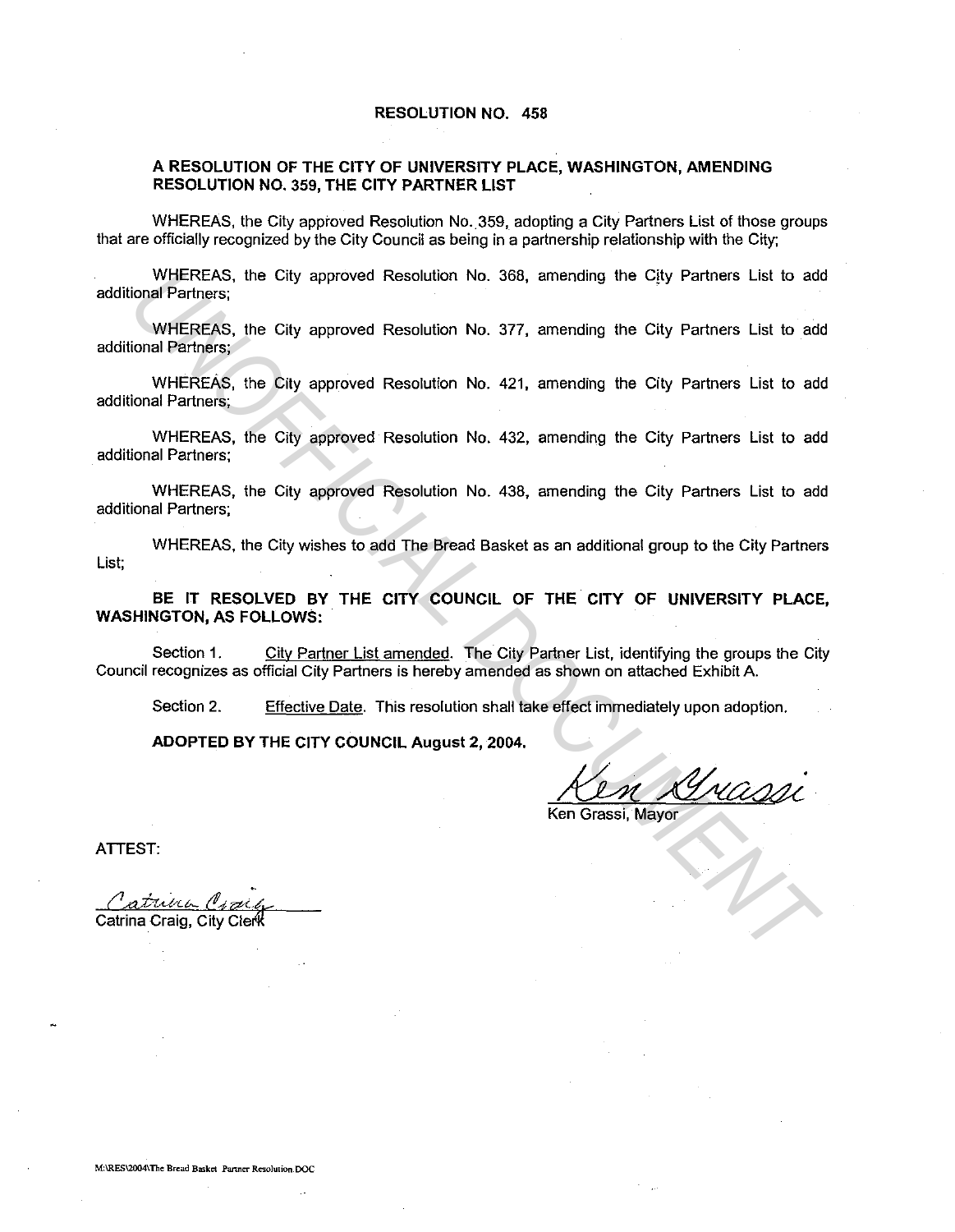# RESOLUTION NO. 458

## A RESOLUTION OF THE CITY OF UNIVERSITY PLACE, WASHINGTON, AMENDING RESOLUTION NO. 359, THE CITY PARTNER LIST

WHEREAS, the City approved Resolution No. 359, adopting a City Partners List of those groups that are officially recognized by the City Council as being in a partnership relationship with the City;

WHEREAS, the City approved Resolution No. 368, amending the City Partners List to add additional Partners;

WHEREAS, the City approved Resolution No. 377, amending the City Partners List to add additional Partners;

WHEREAS, the City approved Resolution No. 421, amending the City Partners List to add additional Partners;

WHEREAS, the City approved Resolution No. 432, amending the City Partners List to add additional Partners;

WHEREAS, the City approved Resolution No. 438, amending the City Partners List to add additional Partners;

WHEREAS, the City wishes to add The Bread Basket as an additional group to the City Partners List;

**BE IT RESOLVED BY THE CITY COUNCIL OF THE CITY OF UNIVERSITY PLACE, WASHINGTON, AS FOLLOWS:**

Section 1. City Partner List amended. The City Partner List, identifying the groups the City Council recognizes as official City Partners is hereby amended as shown on attached Exhibit A.

Section 2. Effective Date. This resolution shall take effect immediately upon adoption.

**ADOPTED BY THE CITY COUNCIL August 2, 2004.**

Ken Grassi

Ken Grassi, Mayor

ATTEST:

Catrina Craig

Catrina Craig, City Clerk

M:\RES\2004\The Bread Basket Partner Resolution.DOC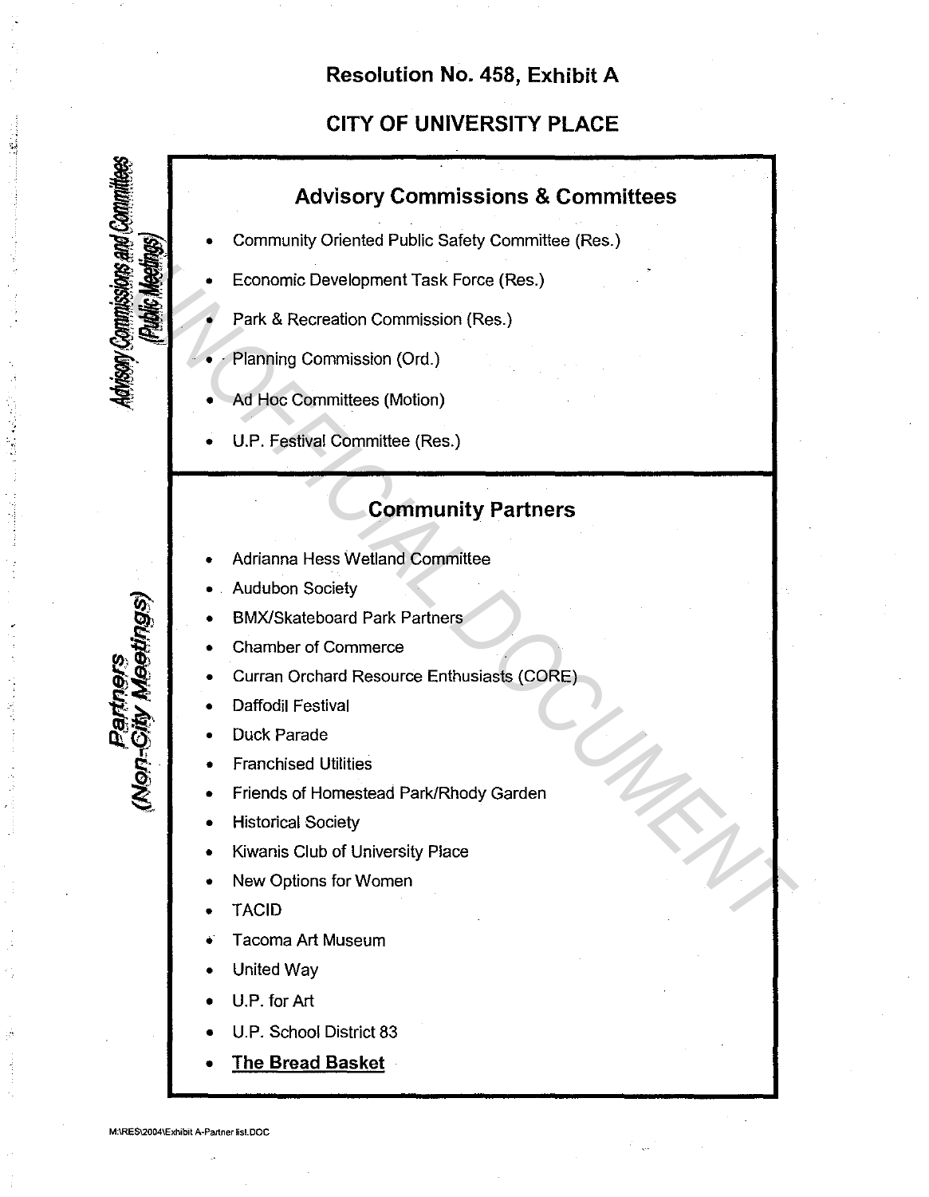# Resolution No. 458, Exhibit A

# CITY OF UNIVERSITY PLACE

*Advisory Commissions and Committees (Public Meetings)*

## Advisory Commissions & Committees

- Community Oriented Public Safety Committee (Res.)
- Economic Development Task Force (Res.)
- Park & Recreation Commission (Res.)
- Planning Commission (Ord.)
- Ad Hoc Committees (Motion)
- U.P. Festival Committee (Res.)

*Partners (Non-City Meetings)*

## Community Partners

- Adrianna Hess Wetland Committee
- Audubon Society
- BMX/Skateboard Park Partners
- Chamber of Commerce
- Curran Orchard Resource Enthusiasts (CORE)
- Daffodil Festival
- Duck Parade
- Franchised Utilities
- Friends of Homestead Park/Rhody Garden
- Historical Society
- Kiwanis Club of University Place
- New Options for Women
- TACID
- Tacoma Art Museum
- United Way
- U.P. for Art
- U.P. School District 83
- **The Bread Basket**

M:\RES\2004\Exhibit A-Partner list.DOC